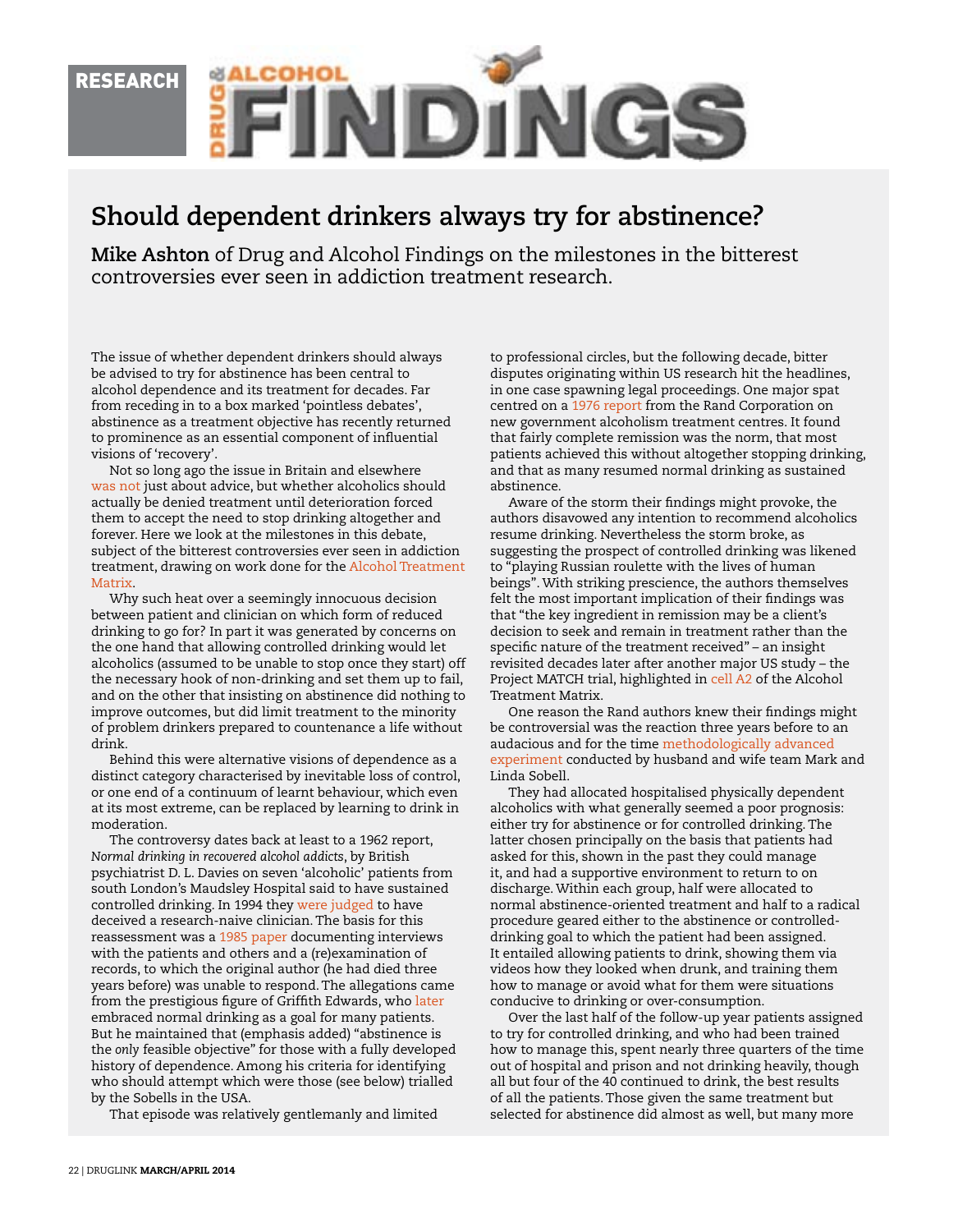RESEARCH

# Should dependent drinkers always try for abstinence?

**Mike Ashton** of Drug and Alcohol Findings on the milestones in the bitterest controversies ever seen in addiction treatment research.

The issue of whether dependent drinkers should always be advised to try for abstinence has been central to alcohol dependence and its treatment for decades. Far from receding in to a box marked 'pointless debates', abstinence as a treatment objective has recently returned to prominence as an essential component of influential visions of 'recovery'.

Not so long ago the issue in Britain and elsewhere was not just about advice, but whether alcoholics should actually be denied treatment until deterioration forced them to accept the need to stop drinking altogether and forever. Here we look at the milestones in this debate, subject of the bitterest controversies ever seen in addiction treatment, drawing on work done for the Alcohol Treatment Matrix.

Why such heat over a seemingly innocuous decision between patient and clinician on which form of reduced drinking to go for? In part it was generated by concerns on the one hand that allowing controlled drinking would let alcoholics (assumed to be unable to stop once they start) off the necessary hook of non-drinking and set them up to fail, and on the other that insisting on abstinence did nothing to improve outcomes, but did limit treatment to the minority of problem drinkers prepared to countenance a life without drink.

Behind this were alternative visions of dependence as a distinct category characterised by inevitable loss of control, or one end of a continuum of learnt behaviour, which even at its most extreme, can be replaced by learning to drink in moderation.

The controversy dates back at least to a 1962 report, *Normal drinking in recovered alcohol addicts*, by British psychiatrist D. L. Davies on seven 'alcoholic' patients from south London's Maudsley Hospital said to have sustained controlled drinking. In 1994 they were judged to have deceived a research-naive clinician. The basis for this reassessment was a 1985 paper documenting interviews with the patients and others and a (re)examination of records, to which the original author (he had died three years before) was unable to respond. The allegations came from the prestigious figure of Griffith Edwards, who later embraced normal drinking as a goal for many patients. But he maintained that (emphasis added) "abstinence is the *only* feasible objective" for those with a fully developed history of dependence. Among his criteria for identifying who should attempt which were those (see below) trialled by the Sobells in the USA.

That episode was relatively gentlemanly and limited to professional circles, but the following decade, bitter disputes originating within US research hit the headlines, in one case spawning legal proceedings. One major spat centred on a 1976 report from the Rand Corporation on new government alcoholism treatment centres. It found that fairly complete remission was the norm, that most patients achieved this without altogether stopping drinking, and that as many resumed normal drinking as sustained abstinence.

Aware of the storm their findings might provoke, the authors disavowed any intention to recommend alcoholics resume drinking. Nevertheless the storm broke, as suggesting the prospect of controlled drinking was likened to "playing Russian roulette with the lives of human beings". With striking prescience, the authors themselves felt the most important implication of their findings was that "the key ingredient in remission may be a client's decision to seek and remain in treatment rather than the specific nature of the treatment received" – an insight revisited decades later after another major US study – the Project MATCH trial, highlighted in cell A2 of the Alcohol Treatment Matrix.

One reason the Rand authors knew their findings might be controversial was the reaction three years before to an audacious and for the time methodologically advanced experiment conducted by husband and wife team Mark and Linda Sobell.

They had allocated hospitalised physically dependent alcoholics with what generally seemed a poor prognosis: either try for abstinence or for controlled drinking. The latter chosen principally on the basis that patients had asked for this, shown in the past they could manage it, and had a supportive environment to return to on discharge. Within each group, half were allocated to normal abstinence-oriented treatment and half to a radical procedure geared either to the abstinence or controlled-drinking goal to which the patient had been assigned. It entailed allowing patients to drink, showing them via videos how they looked when drunk, and training them how to manage or avoid what for them were situations conducive to drinking or over-consumption.

Over the last half of the follow-up year patients assigned to try for controlled drinking, and who had been trained how to manage this, spent nearly three quarters of the time out of hospital and prison and not drinking heavily, though all but four of the 40 continued to drink, the best results of all the patients. Those given the same treatment but selected for abstinence did almost as well, but many more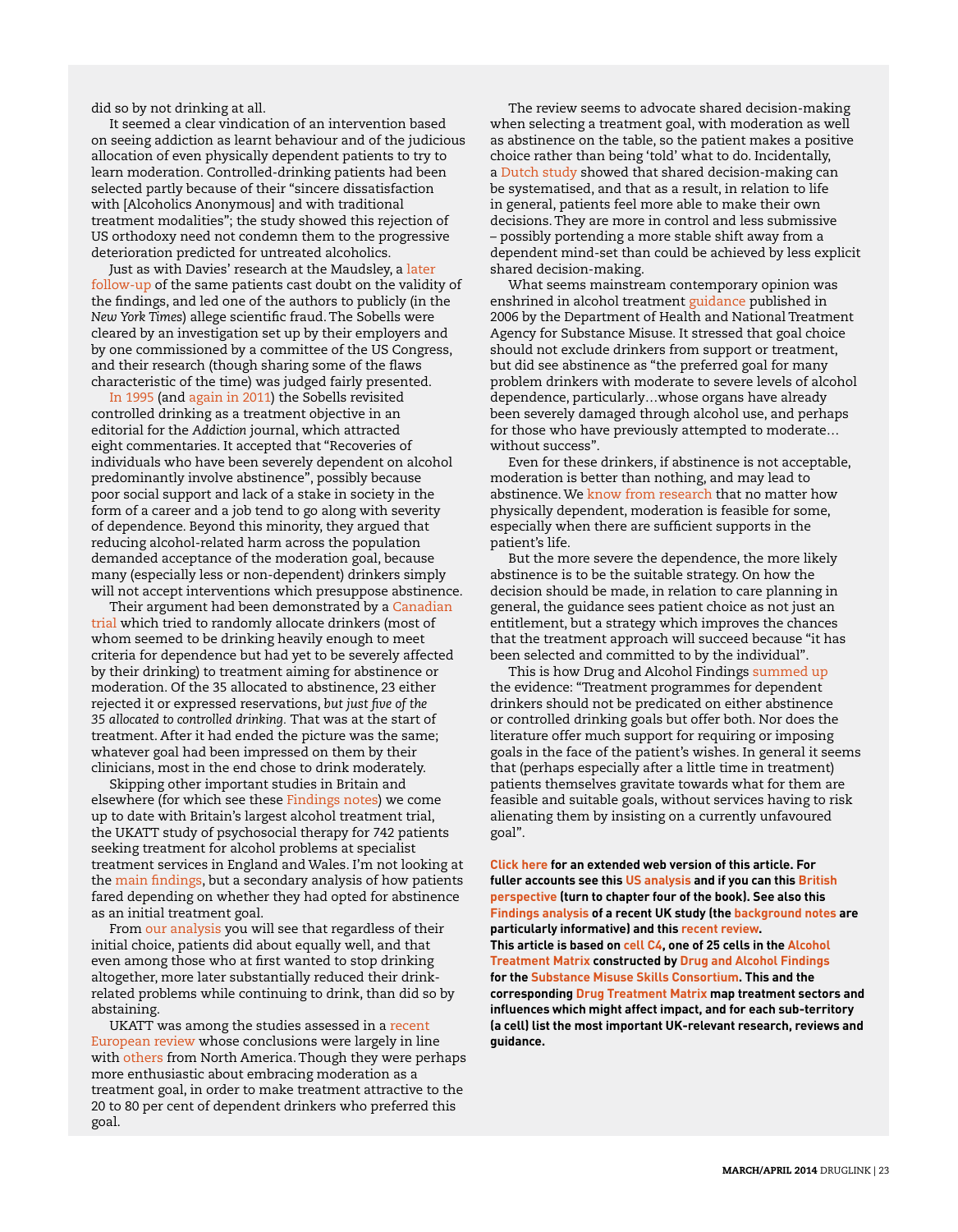did so by not drinking at all.

It seemed a clear vindication of an intervention based on seeing addiction as learnt behaviour and of the judicious allocation of even physically dependent patients to try to learn moderation. Controlled-drinking patients had been selected partly because of their "sincere dissatisfaction with [Alcoholics Anonymous] and with traditional treatment modalities"; the study showed this rejection of US orthodoxy need not condemn them to the progressive deterioration predicted for untreated alcoholics.

Just as with Davies' research at the Maudsley, a later follow-up of the same patients cast doubt on the validity of the findings, and led one of the authors to publicly (in the *New York Times*) allege scientific fraud. The Sobells were cleared by an investigation set up by their employers and by one commissioned by a committee of the US Congress, and their research (though sharing some of the flaws characteristic of the time) was judged fairly presented.

In 1995 (and again in 2011) the Sobells revisited controlled drinking as a treatment objective in an editorial for the *Addiction* journal, which attracted eight commentaries. It accepted that "Recoveries of individuals who have been severely dependent on alcohol predominantly involve abstinence", possibly because poor social support and lack of a stake in society in the form of a career and a job tend to go along with severity of dependence. Beyond this minority, they argued that reducing alcohol-related harm across the population demanded acceptance of the moderation goal, because many (especially less or non-dependent) drinkers simply will not accept interventions which presuppose abstinence.

Their argument had been demonstrated by a Canadian trial which tried to randomly allocate drinkers (most of whom seemed to be drinking heavily enough to meet criteria for dependence but had yet to be severely affected by their drinking) to treatment aiming for abstinence or moderation. Of the 35 allocated to abstinence, 23 either rejected it or expressed reservations, *but just five of the 35 allocated to controlled drinking.* That was at the start of treatment. After it had ended the picture was the same; whatever goal had been impressed on them by their clinicians, most in the end chose to drink moderately.

Skipping other important studies in Britain and elsewhere (for which see these Findings notes) we come up to date with Britain's largest alcohol treatment trial, the UKATT study of psychosocial therapy for 742 patients seeking treatment for alcohol problems at specialist treatment services in England and Wales. I'm not looking at the main findings, but a secondary analysis of how patients fared depending on whether they had opted for abstinence as an initial treatment goal.

From our analysis you will see that regardless of their initial choice, patients did about equally well, and that even among those who at first wanted to stop drinking altogether, more later substantially reduced their drink-related problems while continuing to drink, than did so by abstaining.

UKATT was among the studies assessed in a recent European review whose conclusions were largely in line with others from North America. Though they were perhaps more enthusiastic about embracing moderation as a treatment goal, in order to make treatment attractive to the 20 to 80 per cent of dependent drinkers who preferred this goal.

The review seems to advocate shared decision-making when selecting a treatment goal, with moderation as well as abstinence on the table, so the patient makes a positive choice rather than being 'told' what to do. Incidentally, a Dutch study showed that shared decision-making can be systematised, and that as a result, in relation to life in general, patients feel more able to make their own decisions. They are more in control and less submissive – possibly portending a more stable shift away from a dependent mind-set than could be achieved by less explicit shared decision-making.

What seems mainstream contemporary opinion was enshrined in alcohol treatment guidance published in 2006 by the Department of Health and National Treatment Agency for Substance Misuse. It stressed that goal choice should not exclude drinkers from support or treatment, but did see abstinence as "the preferred goal for many problem drinkers with moderate to severe levels of alcohol dependence, particularly…whose organs have already been severely damaged through alcohol use, and perhaps for those who have previously attempted to moderate… without success".

Even for these drinkers, if abstinence is not acceptable, moderation is better than nothing, and may lead to abstinence. We know from research that no matter how physically dependent, moderation is feasible for some, especially when there are sufficient supports in the patient's life.

But the more severe the dependence, the more likely abstinence is to be the suitable strategy. On how the decision should be made, in relation to care planning in general, the guidance sees patient choice as not just an entitlement, but a strategy which improves the chances that the treatment approach will succeed because "it has been selected and committed to by the individual".

This is how Drug and Alcohol Findings summed up the evidence: "Treatment programmes for dependent drinkers should not be predicated on either abstinence or controlled drinking goals but offer both. Nor does the literature offer much support for requiring or imposing goals in the face of the patient's wishes. In general it seems that (perhaps especially after a little time in treatment) patients themselves gravitate towards what for them are feasible and suitable goals, without services having to risk alienating them by insisting on a currently unfavoured goal".

**Click here for an extended web version of this article. For fuller accounts see this US analysis and if you can this British perspective (turn to chapter four of the book). See also this Findings analysis of a recent UK study (the background notes are particularly informative) and this recent review.**

**This article is based on cell C4, one of 25 cells in the Alcohol Treatment Matrix constructed by Drug and Alcohol Findings for the Substance Misuse Skills Consortium. This and the corresponding Drug Treatment Matrix map treatment sectors and influences which might affect impact, and for each sub-territory (a cell) list the most important UK-relevant research, reviews and guidance.**